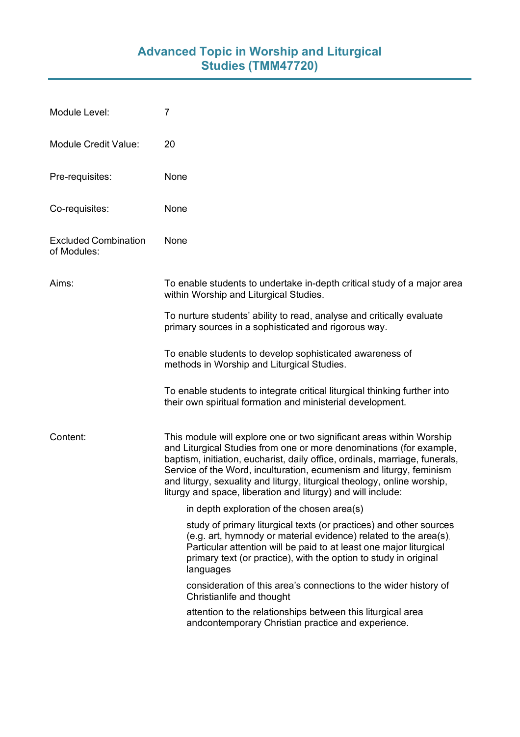# Advanced Topic in Worship and Liturgical Studies (TMM47720)

| | |
|---|---|
| Module Level: | 7 |
| Module Credit Value: | 20 |
| Pre-requisites: | None |
| Co-requisites: | None |
| Excluded Combination of Modules: | None |

**Aims:**

To enable students to undertake in-depth critical study of a major area within Worship and Liturgical Studies.

To nurture students' ability to read, analyse and critically evaluate primary sources in a sophisticated and rigorous way.

To enable students to develop sophisticated awareness of methods in Worship and Liturgical Studies.

To enable students to integrate critical liturgical thinking further into their own spiritual formation and ministerial development.

**Content:**

This module will explore one or two significant areas within Worship and Liturgical Studies from one or more denominations (for example, baptism, initiation, eucharist, daily office, ordinals, marriage, funerals, Service of the Word, inculturation, ecumenism and liturgy, feminism and liturgy, sexuality and liturgy, liturgical theology, online worship, liturgy and space, liberation and liturgy) and will include:

- in depth exploration of the chosen area(s)
- study of primary liturgical texts (or practices) and other sources (e.g. art, hymnody or material evidence) related to the area(s). Particular attention will be paid to at least one major liturgical primary text (or practice), with the option to study in original languages
- consideration of this area's connections to the wider history of Christianlife and thought
- attention to the relationships between this liturgical area andcontemporary Christian practice and experience.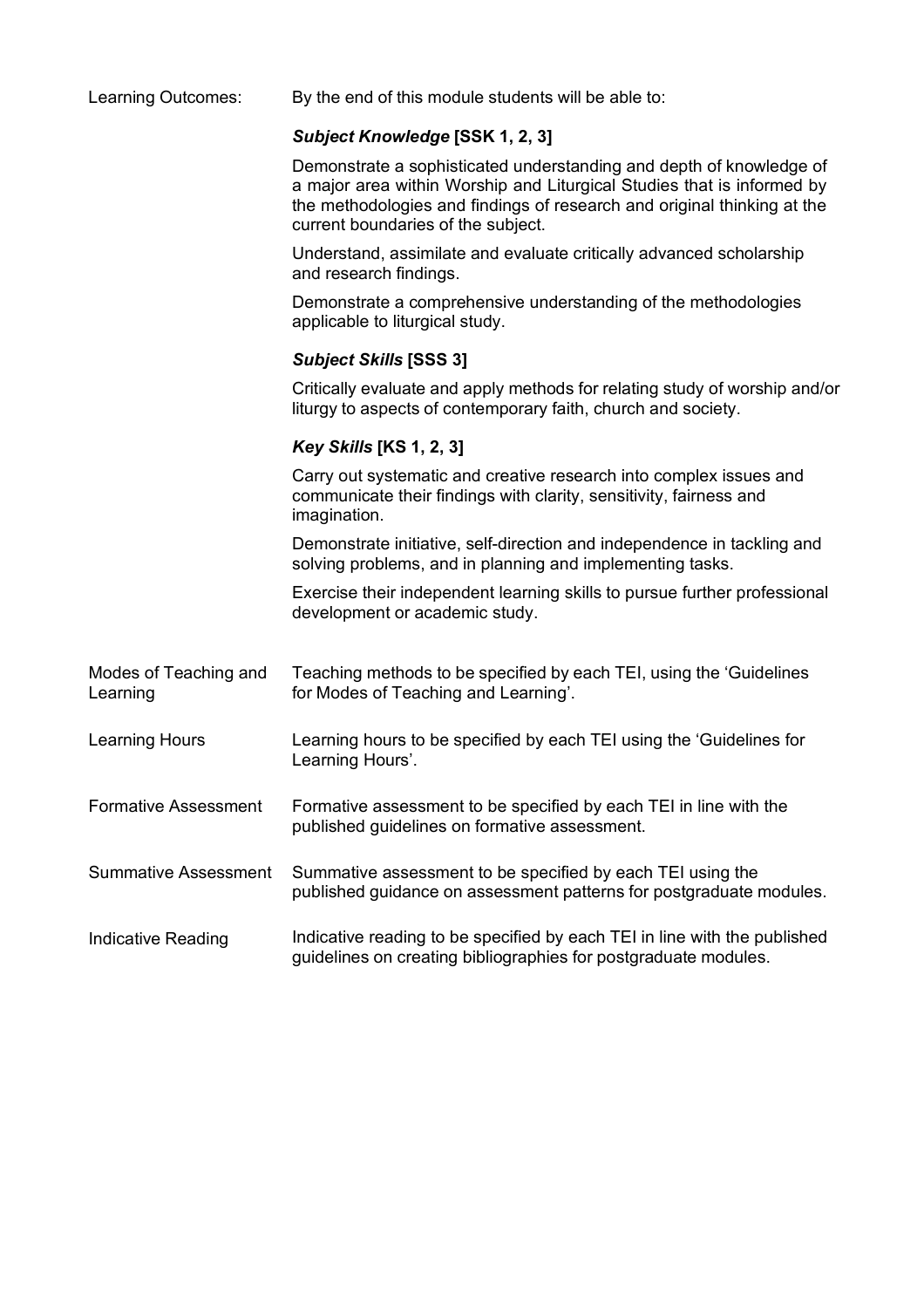**Learning Outcomes:** By the end of this module students will be able to:

***Subject Knowledge* [SSK 1, 2, 3]**

Demonstrate a sophisticated understanding and depth of knowledge of a major area within Worship and Liturgical Studies that is informed by the methodologies and findings of research and original thinking at the current boundaries of the subject.

Understand, assimilate and evaluate critically advanced scholarship and research findings.

Demonstrate a comprehensive understanding of the methodologies applicable to liturgical study.

***Subject Skills* [SSS 3]**

Critically evaluate and apply methods for relating study of worship and/or liturgy to aspects of contemporary faith, church and society.

***Key Skills* [KS 1, 2, 3]**

Carry out systematic and creative research into complex issues and communicate their findings with clarity, sensitivity, fairness and imagination.

Demonstrate initiative, self-direction and independence in tackling and solving problems, and in planning and implementing tasks.

Exercise their independent learning skills to pursue further professional development or academic study.

**Modes of Teaching and Learning:** Teaching methods to be specified by each TEI, using the 'Guidelines for Modes of Teaching and Learning'.

**Learning Hours:** Learning hours to be specified by each TEI using the 'Guidelines for Learning Hours'.

**Formative Assessment:** Formative assessment to be specified by each TEI in line with the published guidelines on formative assessment.

**Summative Assessment:** Summative assessment to be specified by each TEI using the published guidance on assessment patterns for postgraduate modules.

**Indicative Reading:** Indicative reading to be specified by each TEI in line with the published guidelines on creating bibliographies for postgraduate modules.